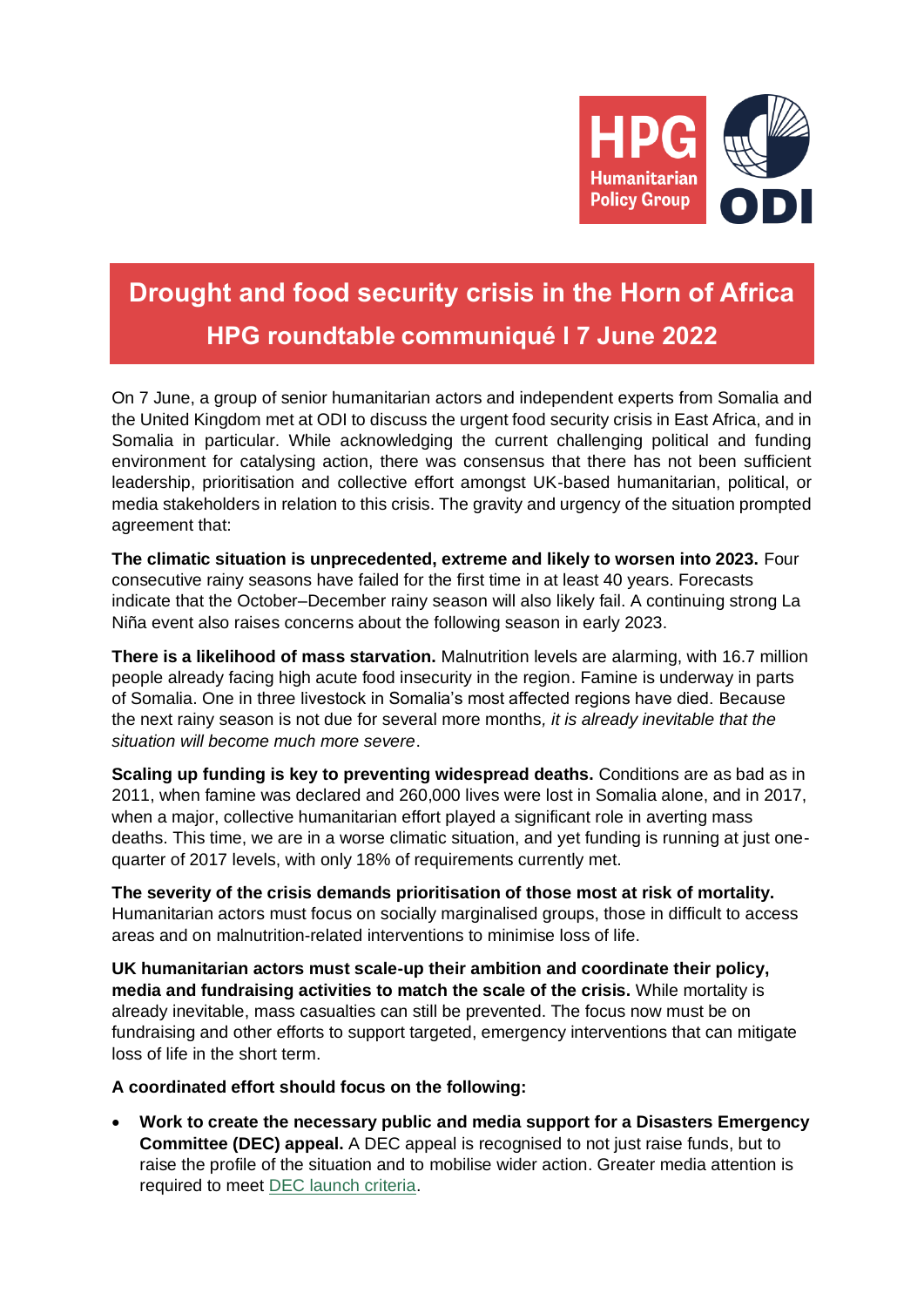# Drought and food security crisis in the Horn of Africa

## HPG roundtable communiqué I 7 June 2022

On 7 June, a group of senior humanitarian actors and independent experts from Somalia and the United Kingdom met at ODI to discuss the urgent food security crisis in East Africa, and in Somalia in particular. While acknowledging the current challenging political and funding environment for catalysing action, there was consensus that there has not been sufficient leadership, prioritisation and collective effort amongst UK-based humanitarian, political, or media stakeholders in relation to this crisis. The gravity and urgency of the situation prompted agreement that:

**The climatic situation is unprecedented, extreme and likely to worsen into 2023.** Four consecutive rainy seasons have failed for the first time in at least 40 years. Forecasts indicate that the October–December rainy season will also likely fail. A continuing strong La Niña event also raises concerns about the following season in early 2023.

**There is a likelihood of mass starvation.** Malnutrition levels are alarming, with 16.7 million people already facing high acute food insecurity in the region. Famine is underway in parts of Somalia. One in three livestock in Somalia's most affected regions have died. Because the next rainy season is not due for several more months, *it is already inevitable that the situation will become much more severe*.

**Scaling up funding is key to preventing widespread deaths.** Conditions are as bad as in 2011, when famine was declared and 260,000 lives were lost in Somalia alone, and in 2017, when a major, collective humanitarian effort played a significant role in averting mass deaths. This time, we are in a worse climatic situation, and yet funding is running at just one-quarter of 2017 levels, with only 18% of requirements currently met.

**The severity of the crisis demands prioritisation of those most at risk of mortality.** Humanitarian actors must focus on socially marginalised groups, those in difficult to access areas and on malnutrition-related interventions to minimise loss of life.

**UK humanitarian actors must scale-up their ambition and coordinate their policy, media and fundraising activities to match the scale of the crisis.** While mortality is already inevitable, mass casualties can still be prevented. The focus now must be on fundraising and other efforts to support targeted, emergency interventions that can mitigate loss of life in the short term.

**A coordinated effort should focus on the following:**

- **Work to create the necessary public and media support for a Disasters Emergency Committee (DEC) appeal.** A DEC appeal is recognised to not just raise funds, but to raise the profile of the situation and to mobilise wider action. Greater media attention is required to meet DEC launch criteria.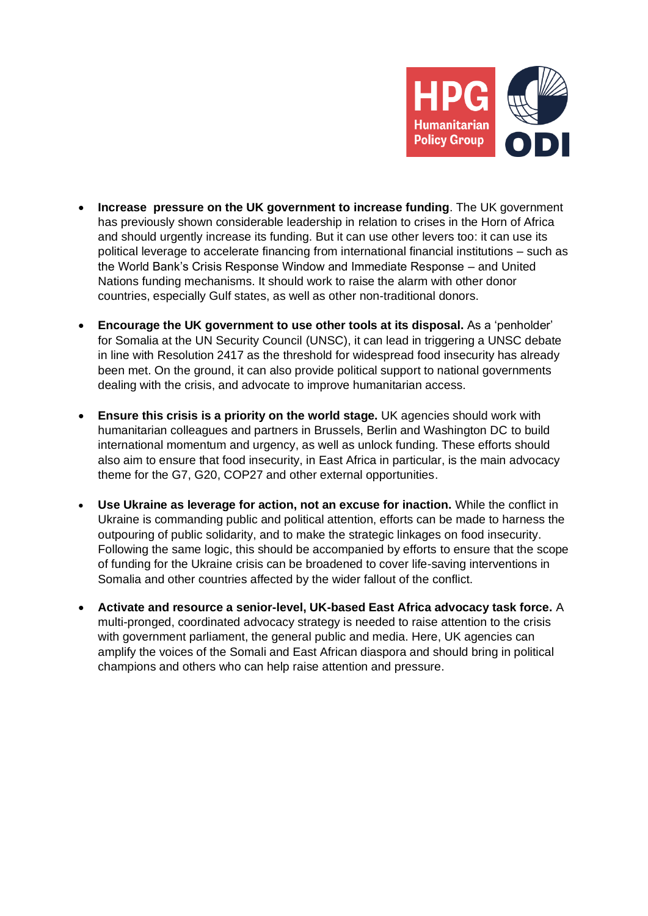- **Increase  pressure on the UK government to increase funding**. The UK government has previously shown considerable leadership in relation to crises in the Horn of Africa and should urgently increase its funding. But it can use other levers too: it can use its political leverage to accelerate financing from international financial institutions – such as the World Bank's Crisis Response Window and Immediate Response – and United Nations funding mechanisms. It should work to raise the alarm with other donor countries, especially Gulf states, as well as other non-traditional donors.

- **Encourage the UK government to use other tools at its disposal.** As a 'penholder' for Somalia at the UN Security Council (UNSC), it can lead in triggering a UNSC debate in line with Resolution 2417 as the threshold for widespread food insecurity has already been met. On the ground, it can also provide political support to national governments dealing with the crisis, and advocate to improve humanitarian access.

- **Ensure this crisis is a priority on the world stage.** UK agencies should work with humanitarian colleagues and partners in Brussels, Berlin and Washington DC to build international momentum and urgency, as well as unlock funding. These efforts should also aim to ensure that food insecurity, in East Africa in particular, is the main advocacy theme for the G7, G20, COP27 and other external opportunities.

- **Use Ukraine as leverage for action, not an excuse for inaction.** While the conflict in Ukraine is commanding public and political attention, efforts can be made to harness the outpouring of public solidarity, and to make the strategic linkages on food insecurity. Following the same logic, this should be accompanied by efforts to ensure that the scope of funding for the Ukraine crisis can be broadened to cover life-saving interventions in Somalia and other countries affected by the wider fallout of the conflict.

- **Activate and resource a senior-level, UK-based East Africa advocacy task force.** A multi-pronged, coordinated advocacy strategy is needed to raise attention to the crisis with government parliament, the general public and media. Here, UK agencies can amplify the voices of the Somali and East African diaspora and should bring in political champions and others who can help raise attention and pressure.